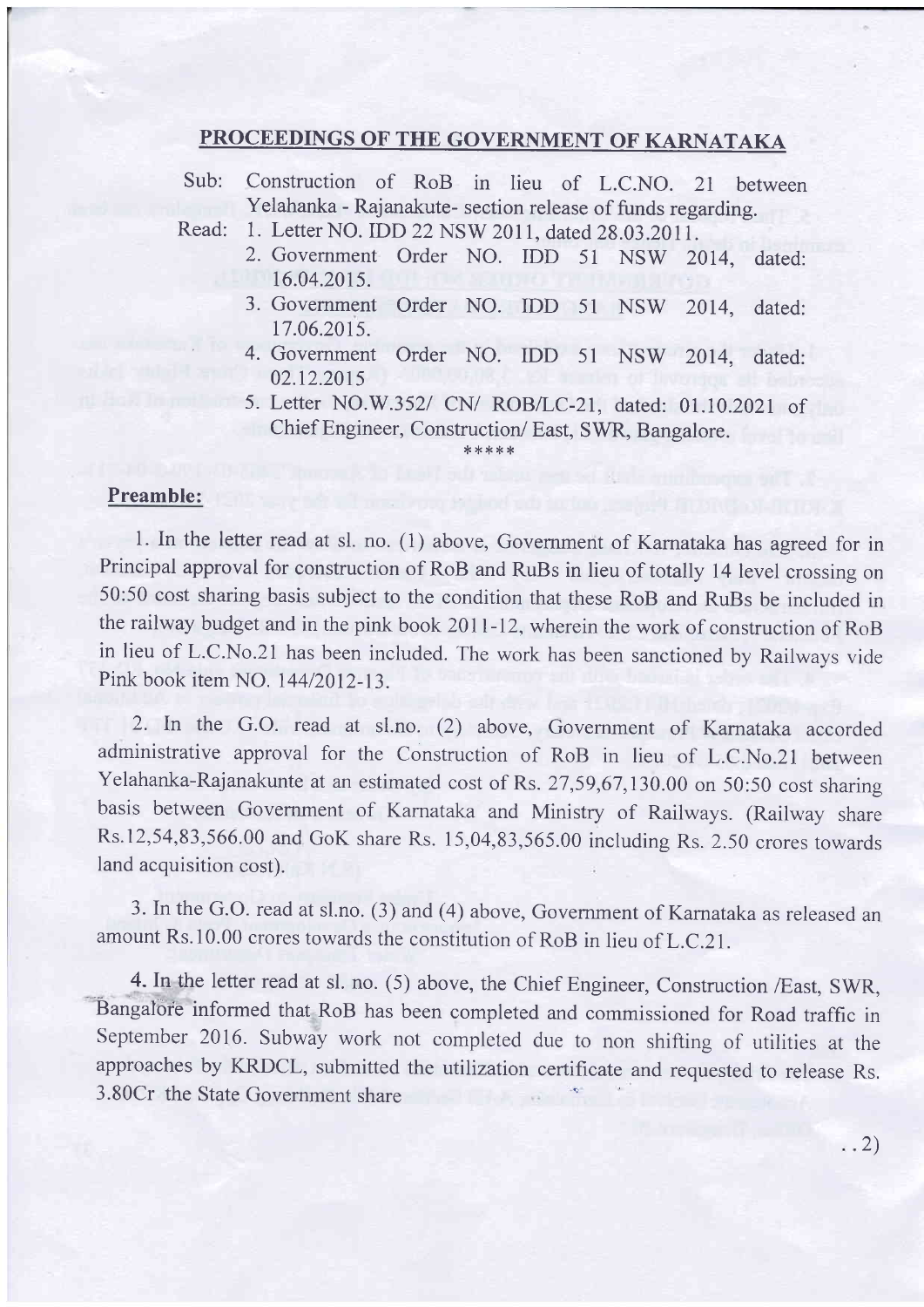## PROCEEDINGS OF THE GOVERNMENT OF KARNATAKA

Sub: Construction of RoB in lieu of L.C.NO. 21 between Yelahanka - Rajanakute- section release of funds regarding.

Read:
1. Letter NO. IDD 22 NSW 2011, dated 28.03.2011.
2. Government Order NO. IDD 51 NSW 2014, dated: 16.04.2015.
3. Government Order NO. IDD 51 NSW 2014, dated: 17.06.2015.
4. Government Order NO. IDD 51 NSW 2014, dated: 02.12.2015
5. Letter NO.W.352/ CN/ ROB/LC-21, dated: 01.10.2021 of Chief Engineer, Construction/ East, SWR, Bangalore.

*****

**Preamble:**

1. In the letter read at sl. no. (1) above, Government of Karnataka has agreed for in Principal approval for construction of RoB and RuBs in lieu of totally 14 level crossing on 50:50 cost sharing basis subject to the condition that these RoB and RuBs be included in the railway budget and in the pink book 2011-12, wherein the work of construction of RoB in lieu of L.C.No.21 has been included. The work has been sanctioned by Railways vide Pink book item NO. 144/2012-13.

2. In the G.O. read at sl.no. (2) above, Government of Karnataka accorded administrative approval for the Construction of RoB in lieu of L.C.No.21 between Yelahanka-Rajanakunte at an estimated cost of Rs. 27,59,67,130.00 on 50:50 cost sharing basis between Government of Karnataka and Ministry of Railways. (Railway share Rs.12,54,83,566.00 and GoK share Rs. 15,04,83,565.00 including Rs. 2.50 crores towards land acquisition cost).

3. In the G.O. read at sl.no. (3) and (4) above, Government of Karnataka as released an amount Rs.10.00 crores towards the constitution of RoB in lieu of L.C.21.

4. In the letter read at sl. no. (5) above, the Chief Engineer, Construction /East, SWR, Bangalore informed that RoB has been completed and commissioned for Road traffic in September 2016. Subway work not completed due to non shifting of utilities at the approaches by KRDCL, submitted the utilization certificate and requested to release Rs. 3.80Cr the State Government share

..2)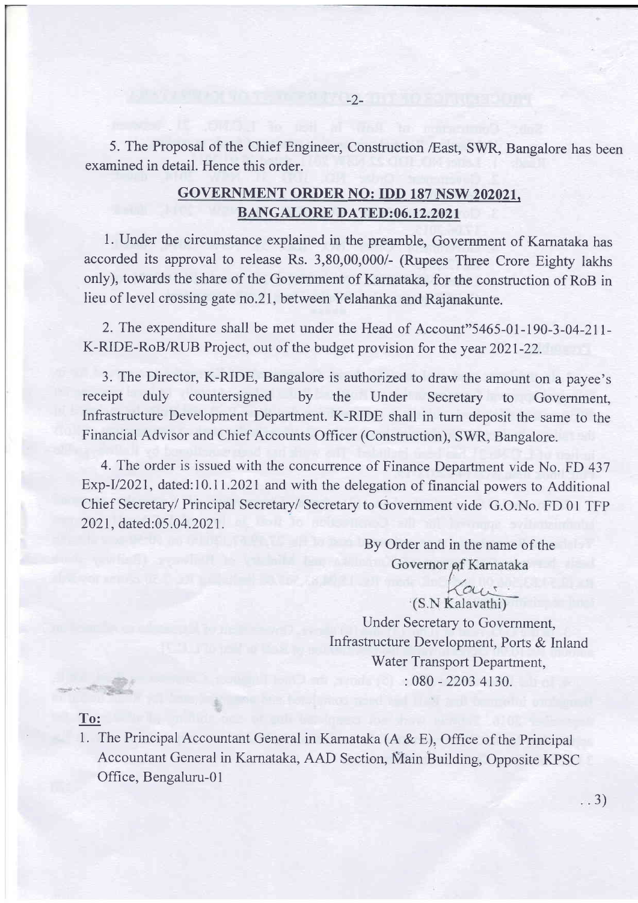5. The Proposal of the Chief Engineer, Construction /East, SWR, Bangalore has been examined in detail. Hence this order.

## GOVERNMENT ORDER NO: IDD 187 NSW 202021, BANGALORE DATED:06.12.2021

1. Under the circumstance explained in the preamble, Government of Karnataka has accorded its approval to release Rs. 3,80,00,000/- (Rupees Three Crore Eighty lakhs only), towards the share of the Government of Karnataka, for the construction of RoB in lieu of level crossing gate no.21, between Yelahanka and Rajanakunte.

2. The expenditure shall be met under the Head of Account"5465-01-190-3-04-211-K-RIDE-RoB/RUB Project, out of the budget provision for the year 2021-22.

3. The Director, K-RIDE, Bangalore is authorized to draw the amount on a payee's receipt duly countersigned by the Under Secretary to Government, Infrastructure Development Department. K-RIDE shall in turn deposit the same to the Financial Advisor and Chief Accounts Officer (Construction), SWR, Bangalore.

4. The order is issued with the concurrence of Finance Department vide No. FD 437 Exp-I/2021, dated:10.11.2021 and with the delegation of financial powers to Additional Chief Secretary/ Principal Secretary/ Secretary to Government vide G.O.No. FD 01 TFP 2021, dated:05.04.2021.

By Order and in the name of the
Governor of Karnataka

(S.N Kalavathi)
Under Secretary to Government,
Infrastructure Development, Ports & Inland Water Transport Department,
: 080 - 2203 4130.

**To:**

1. The Principal Accountant General in Karnataka (A & E), Office of the Principal Accountant General in Karnataka, AAD Section, Main Building, Opposite KPSC Office, Bengaluru-01

..3)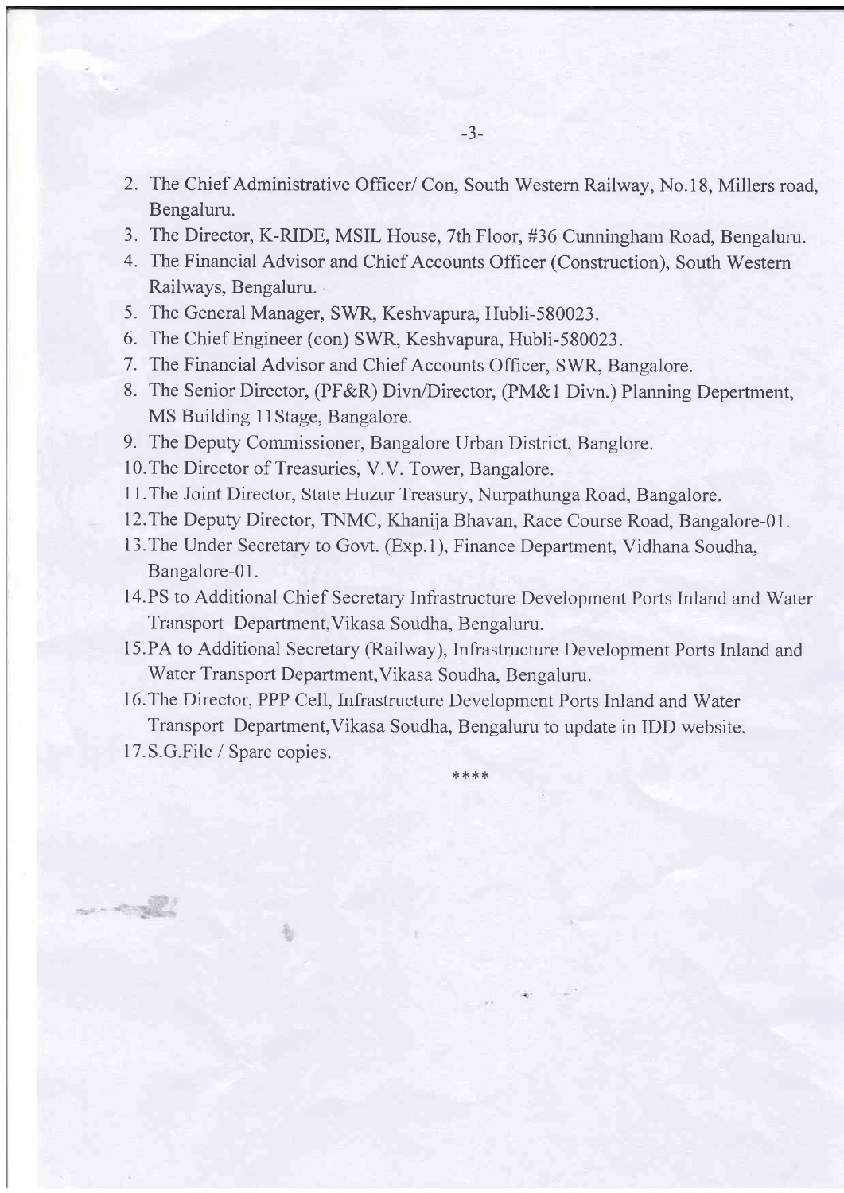2. The Chief Administrative Officer/ Con, South Western Railway, No.18, Millers road, Bengaluru.
3. The Director, K-RIDE, MSIL House, 7th Floor, #36 Cunningham Road, Bengaluru.
4. The Financial Advisor and Chief Accounts Officer (Construction), South Western Railways, Bengaluru.
5. The General Manager, SWR, Keshvapura, Hubli-580023.
6. The Chief Engineer (con) SWR, Keshvapura, Hubli-580023.
7. The Financial Advisor and Chief Accounts Officer, SWR, Bangalore.
8. The Senior Director, (PF&R) Divn/Director, (PM&1 Divn.) Planning Depertment, MS Building 11Stage, Bangalore.
9. The Deputy Commissioner, Bangalore Urban District, Banglore.
10. The Dircctor of Treasuries, V.V. Tower, Bangalore.
11. The Joint Director, State Huzur Treasury, Nurpathunga Road, Bangalore.
12. The Deputy Director, TNMC, Khanija Bhavan, Race Course Road, Bangalore-01.
13. The Under Secretary to Govt. (Exp.1), Finance Department, Vidhana Soudha, Bangalore-01.
14. PS to Additional Chief Secretary Infrastructure Development Ports Inland and Water Transport Department,Vikasa Soudha, Bengaluru.
15. PA to Additional Secretary (Railway), Infrastructure Development Ports Inland and Water Transport Department,Vikasa Soudha, Bengaluru.
16. The Director, PPP Cell, Infrastructure Development Ports Inland and Water Transport Department,Vikasa Soudha, Bengaluru to update in IDD website.
17. S.G.File / Spare copies.

****